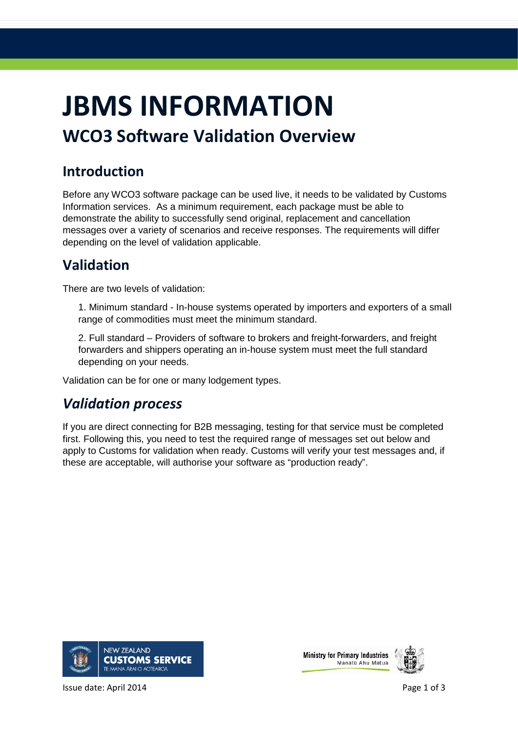# JBMS INFORMATION

## WCO3 Software Validation Overview

### Introduction

Before any WCO3 software package can be used live, it needs to be validated by Customs Information services. As a minimum requirement, each package must be able to demonstrate the ability to successfully send original, replacement and cancellation messages over a variety of scenarios and receive responses. The requirements will differ depending on the level of validation applicable.

### Validation

There are two levels of validation:

1. Minimum standard - In-house systems operated by importers and exporters of a small range of commodities must meet the minimum standard.

2. Full standard – Providers of software to brokers and freight-forwarders, and freight forwarders and shippers operating an in-house system must meet the full standard depending on your needs.

Validation can be for one or many lodgement types.

### *Validation process*

If you are direct connecting for B2B messaging, testing for that service must be completed first. Following this, you need to test the required range of messages set out below and apply to Customs for validation when ready. Customs will verify your test messages and, if these are acceptable, will authorise your software as “production ready”.

NEW ZEALAND CUSTOMS SERVICE
TE MANA ĀRAI O AOTEAROA

Ministry for Primary Industries
Manatū Ahu Matua

Issue date: April 2014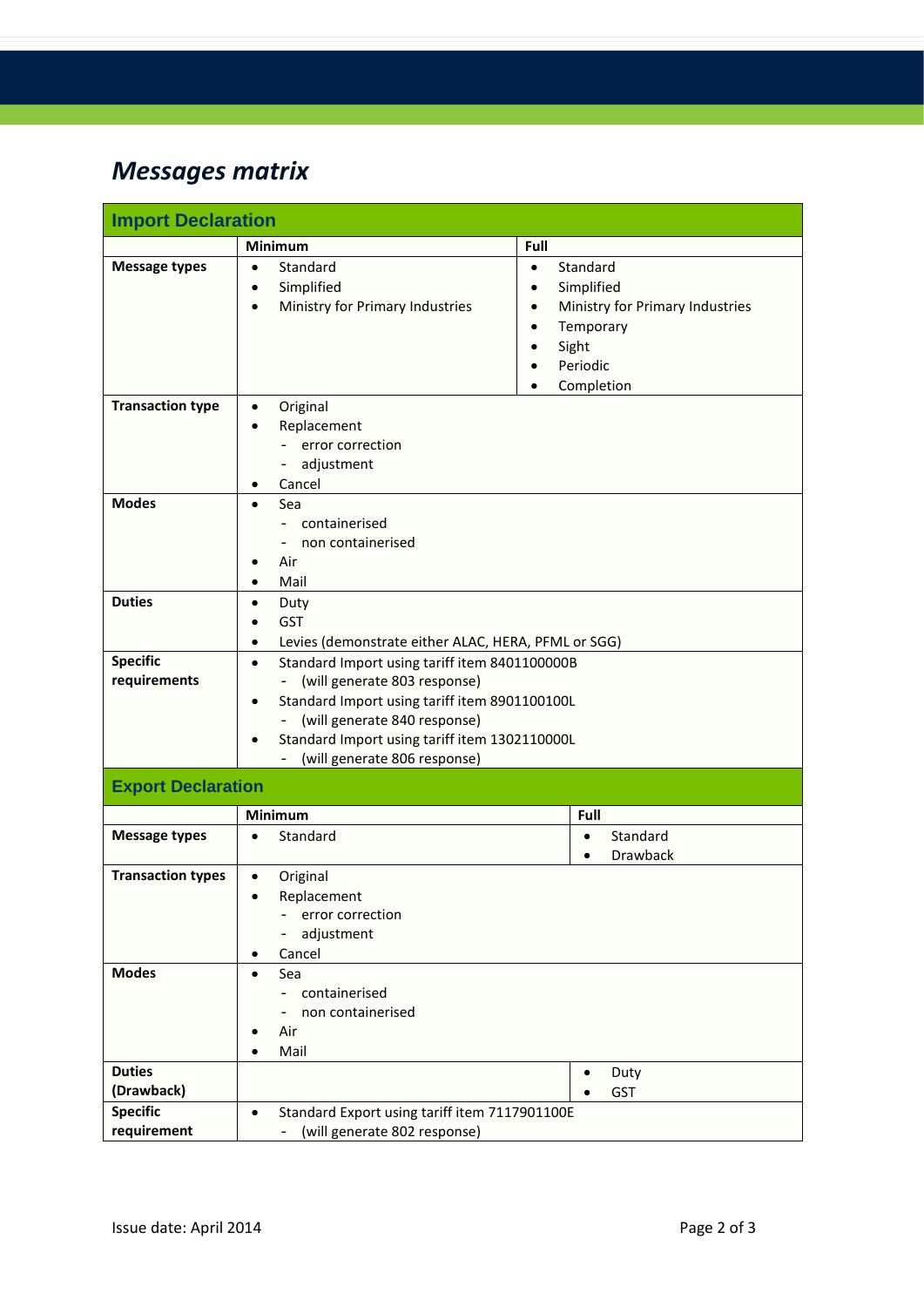## *Messages matrix*

| **Import Declaration** | | |
|---|---|---|
| | **Minimum** | **Full** |
| **Message types** | • Standard<br>• Simplified<br>• Ministry for Primary Industries | • Standard<br>• Simplified<br>• Ministry for Primary Industries<br>• Temporary<br>• Sight<br>• Periodic<br>• Completion |
| **Transaction type** | • Original<br>• Replacement<br>  - error correction<br>  - adjustment<br>• Cancel | |
| **Modes** | • Sea<br>  - containerised<br>  - non containerised<br>• Air<br>• Mail | |
| **Duties** | • Duty<br>• GST<br>• Levies (demonstrate either ALAC, HERA, PFML or SGG) | |
| **Specific requirements** | • Standard Import using tariff item 8401100000B<br>  - (will generate 803 response)<br>• Standard Import using tariff item 8901100100L<br>  - (will generate 840 response)<br>• Standard Import using tariff item 1302110000L<br>  - (will generate 806 response) | |

| **Export Declaration** | | |
|---|---|---|
| | **Minimum** | **Full** |
| **Message types** | • Standard | • Standard<br>• Drawback |
| **Transaction types** | • Original<br>• Replacement<br>  - error correction<br>  - adjustment<br>• Cancel | |
| **Modes** | • Sea<br>  - containerised<br>  - non containerised<br>• Air<br>• Mail | |
| **Duties (Drawback)** | | • Duty<br>• GST |
| **Specific requirement** | • Standard Export using tariff item 7117901100E<br>  - (will generate 802 response) | |

Issue date: April 2014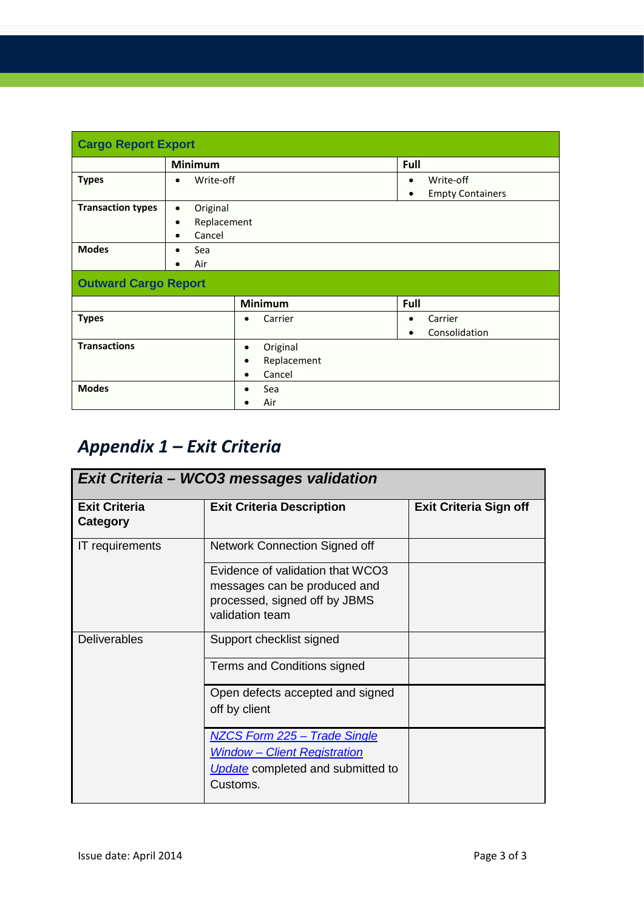| Cargo Report Export | | |
|---|---|---|
| | **Minimum** | **Full** |
| **Types** | • Write-off | • Write-off<br>• Empty Containers |
| **Transaction types** | • Original<br>• Replacement<br>• Cancel | |
| **Modes** | • Sea<br>• Air | |

| Outward Cargo Report | | |
|---|---|---|
| | **Minimum** | **Full** |
| **Types** | • Carrier | • Carrier<br>• Consolidation |
| **Transactions** | • Original<br>• Replacement<br>• Cancel | |
| **Modes** | • Sea<br>• Air | |

## *Appendix 1 – Exit Criteria*

| *Exit Criteria – WCO3 messages validation* | | |
|---|---|---|
| **Exit Criteria Category** | **Exit Criteria Description** | **Exit Criteria Sign off** |
| IT requirements | Network Connection Signed off | |
| | Evidence of validation that WCO3 messages can be produced and processed, signed off by JBMS validation team | |
| Deliverables | Support checklist signed | |
| | Terms and Conditions signed | |
| | Open defects accepted and signed off by client | |
| | *NZCS Form 225 – Trade Single Window – Client Registration Update* completed and submitted to Customs. | |

Issue date: April 2014